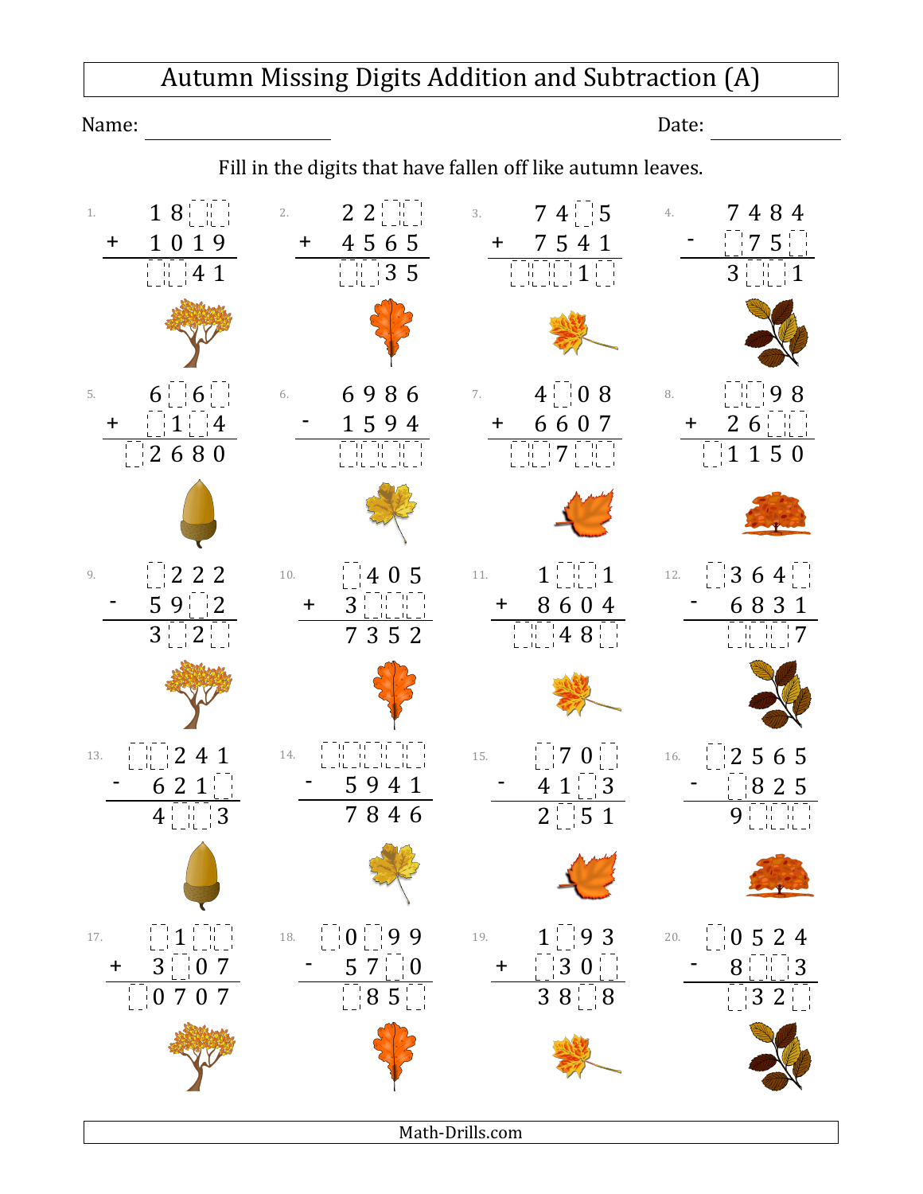# Autumn Missing Digits Addition and Subtraction (A)

Name: ________________ Date: ____________

Fill in the digits that have fallen off like autumn leaves.

**1.**
```
   1 8 _ _
+  1 0 1 9
-----------
   _ _ 4 1
```

**2.**
```
   2 2 _ _
+  4 5 6 5
-----------
   _ _ 3 5
```

**3.**
```
   7 4 _ 5
+  7 5 4 1
-----------
 _ _ _ 1 _
```

**4.**
```
   7 4 8 4
-  _ 7 5 _
-----------
   3 _ _ 1
```

**5.**
```
   6 _ 6 _
+  _ 1 _ 4
-----------
 _ 2 6 8 0
```

**6.**
```
   6 9 8 6
-  1 5 9 4
-----------
   _ _ _ _
```

**7.**
```
   4 _ 0 8
+  6 6 0 7
-----------
 _ _ 7 _ _
```

**8.**
```
   _ _ 9 8
+  2 6 _ _
-----------
 _ 1 1 5 0
```

**9.**
```
   _ 2 2 2
-  5 9 _ 2
-----------
   3 _ 2 _
```

**10.**
```
   _ 4 0 5
+  3 _ _ _
-----------
   7 3 5 2
```

**11.**
```
   1 _ _ 1
+  8 6 0 4
-----------
 _ _ 4 8 _
```

**12.**
```
 _ 3 6 4 _
-  6 8 3 1
-----------
 _ _ _ _ 7
```

**13.**
```
 _ _ 2 4 1
-  6 2 1 _
-----------
   4 _ _ 3
```

**14.**
```
 _ _ _ _ _
-  5 9 4 1
-----------
   7 8 4 6
```

**15.**
```
   _ 7 0 _
-  4 1 _ 3
-----------
   2 _ 5 1
```

**16.**
```
 _ 2 5 6 5
-  _ 8 2 5
-----------
   9 _ _ _
```

**17.**
```
   _ 1 _ _
+  3 _ 0 7
-----------
 _ 0 7 0 7
```

**18.**
```
 _ 0 _ 9 9
-  5 7 _ 0
-----------
   _ 8 5 _
```

**19.**
```
   1 _ 9 3
+  _ 3 0 _
-----------
   3 8 _ 8
```

**20.**
```
 _ 0 5 2 4
-  8 _ _ 3
-----------
   _ 3 2 _
```

Math-Drills.com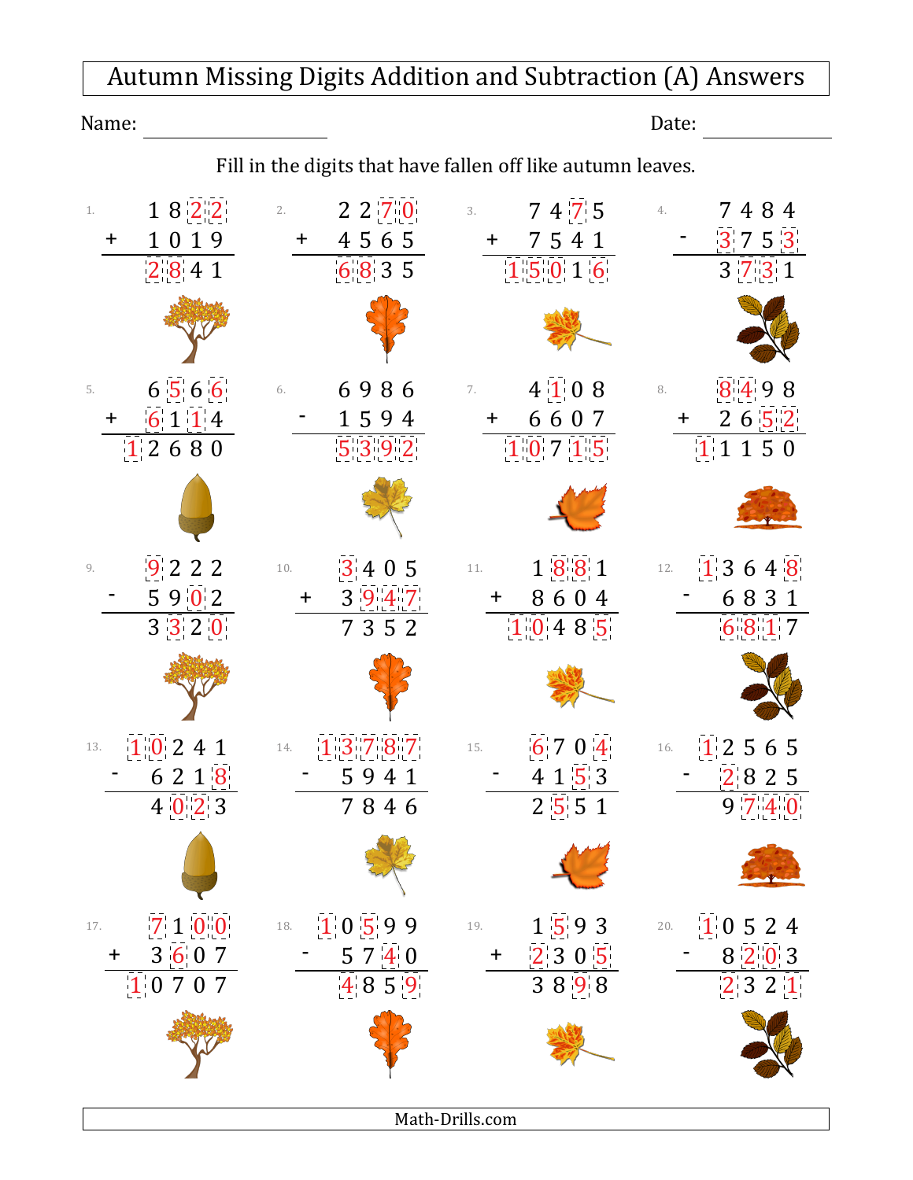# Autumn Missing Digits Addition and Subtraction (A) Answers

Name: \_\_\_\_\_\_\_\_\_\_\_\_\_\_\_\_\_\_ Date: \_\_\_\_\_\_\_\_\_\_\_\_

Fill in the digits that have fallen off like autumn leaves.

1.
$$\begin{array}{r} 1822 \\ +\ 1019 \\ \hline 2841 \end{array}$$

2.
$$\begin{array}{r} 2270 \\ +\ 4565 \\ \hline 6835 \end{array}$$

3.
$$\begin{array}{r} 7475 \\ +\ 7541 \\ \hline 15016 \end{array}$$

4.
$$\begin{array}{r} 7484 \\ -\ 3753 \\ \hline 3731 \end{array}$$

5.
$$\begin{array}{r} 6566 \\ +\ 6114 \\ \hline 12680 \end{array}$$

6.
$$\begin{array}{r} 6986 \\ -\ 1594 \\ \hline 5392 \end{array}$$

7.
$$\begin{array}{r} 4108 \\ +\ 6607 \\ \hline 10715 \end{array}$$

8.
$$\begin{array}{r} 8498 \\ +\ 2652 \\ \hline 11150 \end{array}$$

9.
$$\begin{array}{r} 9222 \\ -\ 5902 \\ \hline 3320 \end{array}$$

10.
$$\begin{array}{r} 3405 \\ +\ 3947 \\ \hline 7352 \end{array}$$

11.
$$\begin{array}{r} 1881 \\ +\ 8604 \\ \hline 10485 \end{array}$$

12.
$$\begin{array}{r} 13648 \\ -\ 6831 \\ \hline 6817 \end{array}$$

13.
$$\begin{array}{r} 10241 \\ -\ 6218 \\ \hline 4023 \end{array}$$

14.
$$\begin{array}{r} 13787 \\ -\ 5941 \\ \hline 7846 \end{array}$$

15.
$$\begin{array}{r} 6704 \\ -\ 4153 \\ \hline 2551 \end{array}$$

16.
$$\begin{array}{r} 12565 \\ -\ 2825 \\ \hline 9740 \end{array}$$

17.
$$\begin{array}{r} 7100 \\ +\ 3607 \\ \hline 10707 \end{array}$$

18.
$$\begin{array}{r} 10599 \\ -\ 5740 \\ \hline 4859 \end{array}$$

19.
$$\begin{array}{r} 1593 \\ +\ 2305 \\ \hline 3898 \end{array}$$

20.
$$\begin{array}{r} 10524 \\ -\ 8203 \\ \hline 2321 \end{array}$$

Math-Drills.com